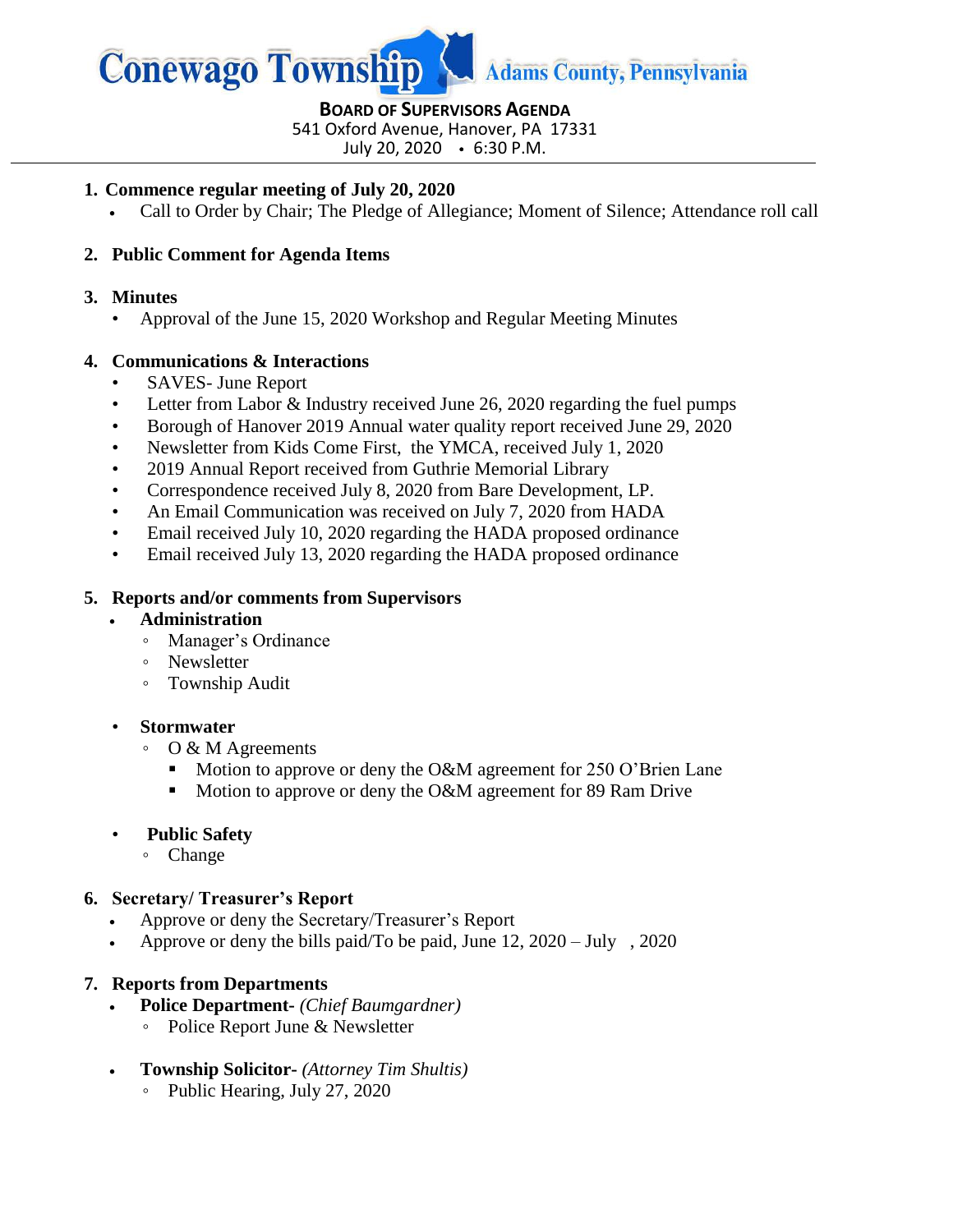# Conewago Township Adams County, Pennsylvania

**BOARD OF SUPERVISORS AGENDA**
541 Oxford Avenue, Hanover, PA 17331
July 20, 2020 • 6:30 P.M.

1. **Commence regular meeting of July 20, 2020**
   - Call to Order by Chair; The Pledge of Allegiance; Moment of Silence; Attendance roll call

2. **Public Comment for Agenda Items**

3. **Minutes**
   - Approval of the June 15, 2020 Workshop and Regular Meeting Minutes

4. **Communications & Interactions**
   - SAVES- June Report
   - Letter from Labor & Industry received June 26, 2020 regarding the fuel pumps
   - Borough of Hanover 2019 Annual water quality report received June 29, 2020
   - Newsletter from Kids Come First, the YMCA, received July 1, 2020
   - 2019 Annual Report received from Guthrie Memorial Library
   - Correspondence received July 8, 2020 from Bare Development, LP.
   - An Email Communication was received on July 7, 2020 from HADA
   - Email received July 10, 2020 regarding the HADA proposed ordinance
   - Email received July 13, 2020 regarding the HADA proposed ordinance

5. **Reports and/or comments from Supervisors**
   - **Administration**
     - Manager's Ordinance
     - Newsletter
     - Township Audit
   - **Stormwater**
     - O & M Agreements
       - Motion to approve or deny the O&M agreement for 250 O'Brien Lane
       - Motion to approve or deny the O&M agreement for 89 Ram Drive
   - **Public Safety**
     - Change

6. **Secretary/ Treasurer's Report**
   - Approve or deny the Secretary/Treasurer's Report
   - Approve or deny the bills paid/To be paid, June 12, 2020 – July , 2020

7. **Reports from Departments**
   - **Police Department-** *(Chief Baumgardner)*
     - Police Report June & Newsletter
   - **Township Solicitor-** *(Attorney Tim Shultis)*
     - Public Hearing, July 27, 2020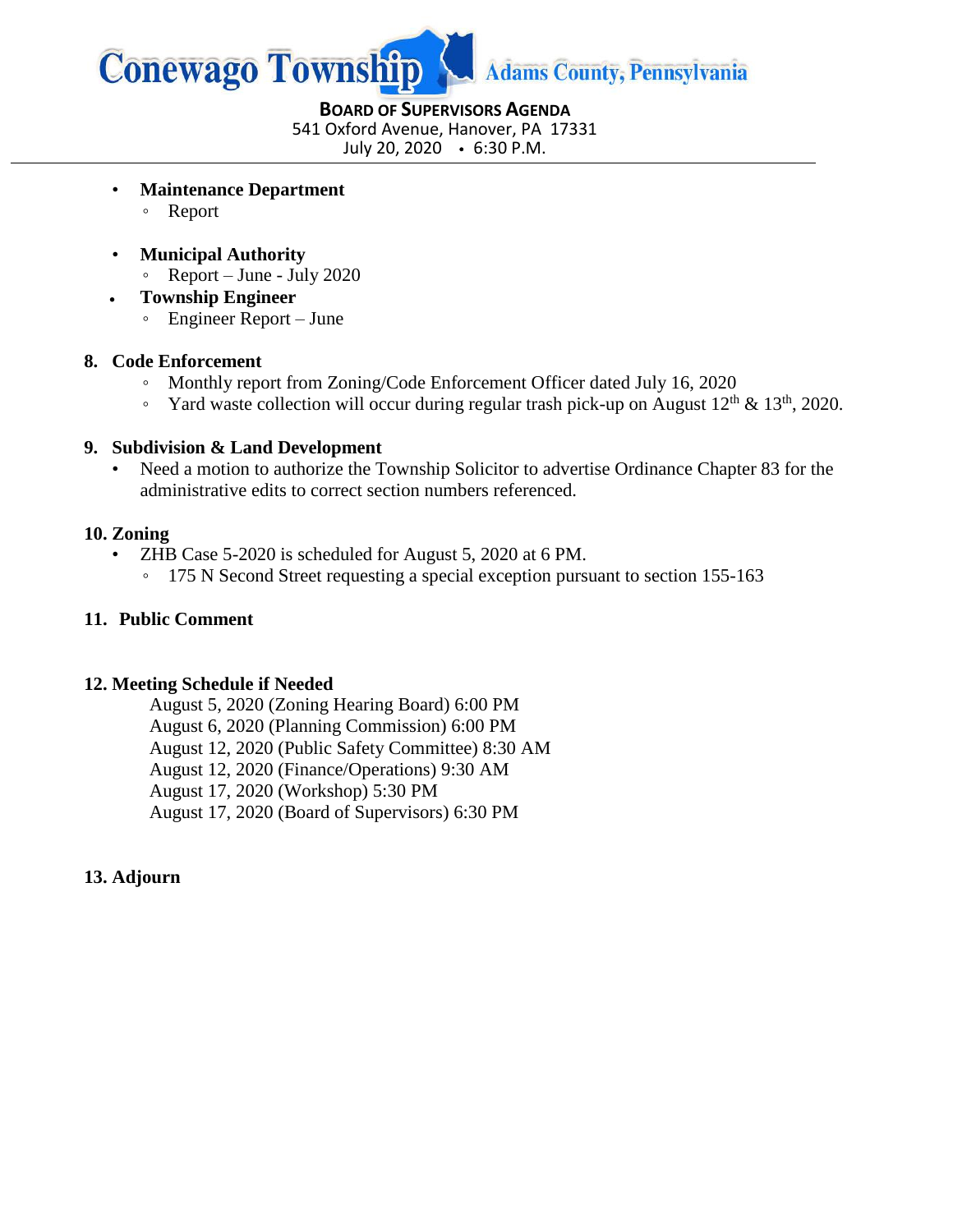# Conewago Township Adams County, Pennsylvania

**BOARD OF SUPERVISORS AGENDA**
541 Oxford Avenue, Hanover, PA 17331
July 20, 2020 • 6:30 P.M.

- **Maintenance Department**
  - Report
- **Municipal Authority**
  - Report – June - July 2020
- **Township Engineer**
  - Engineer Report – June

**8. Code Enforcement**

- Monthly report from Zoning/Code Enforcement Officer dated July 16, 2020
- Yard waste collection will occur during regular trash pick-up on August 12th & 13th, 2020.

**9. Subdivision & Land Development**

- Need a motion to authorize the Township Solicitor to advertise Ordinance Chapter 83 for the administrative edits to correct section numbers referenced.

**10. Zoning**

- ZHB Case 5-2020 is scheduled for August 5, 2020 at 6 PM.
  - 175 N Second Street requesting a special exception pursuant to section 155-163

**11. Public Comment**

**12. Meeting Schedule if Needed**

August 5, 2020 (Zoning Hearing Board) 6:00 PM
August 6, 2020 (Planning Commission) 6:00 PM
August 12, 2020 (Public Safety Committee) 8:30 AM
August 12, 2020 (Finance/Operations) 9:30 AM
August 17, 2020 (Workshop) 5:30 PM
August 17, 2020 (Board of Supervisors) 6:30 PM

**13. Adjourn**